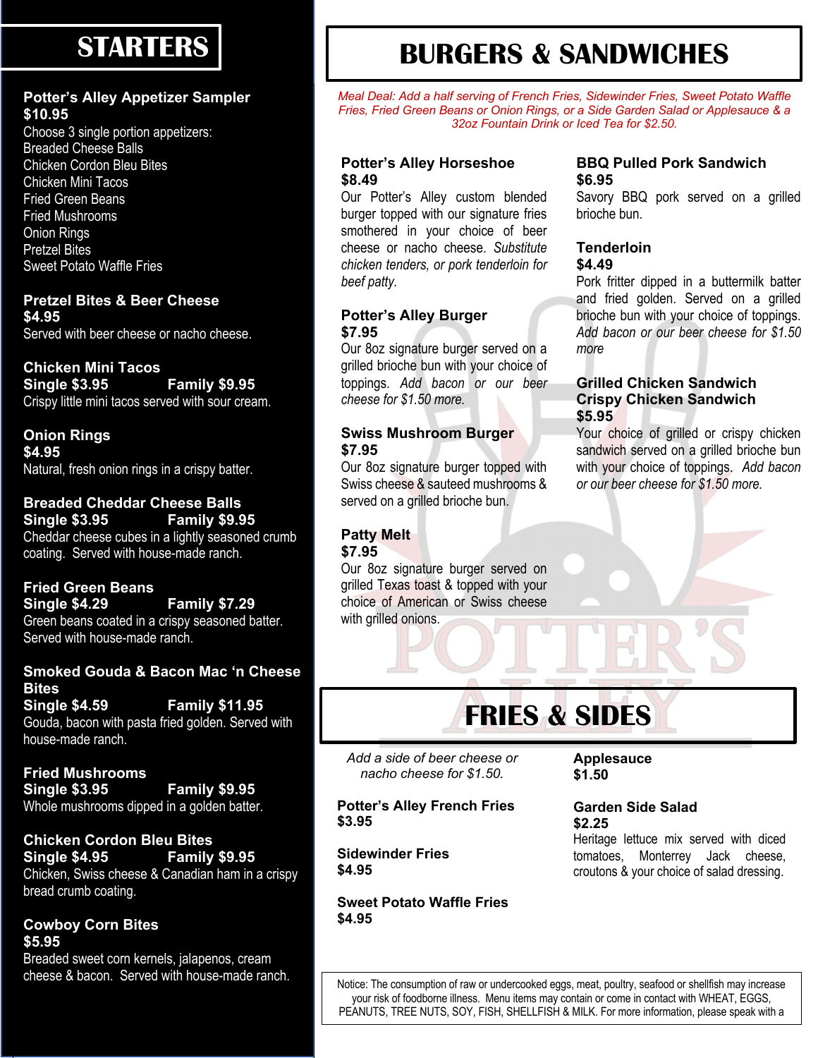## STARTERS

**Potter's Alley Appetizer Sampler**
**$10.95**
Choose 3 single portion appetizers:
Breaded Cheese Balls
Chicken Cordon Bleu Bites
Chicken Mini Tacos
Fried Green Beans
Fried Mushrooms
Onion Rings
Pretzel Bites
Sweet Potato Waffle Fries

**Pretzel Bites & Beer Cheese**
**$4.95**
Served with beer cheese or nacho cheese.

**Chicken Mini Tacos**
**Single $3.95** **Family $9.95**
Crispy little mini tacos served with sour cream.

**Onion Rings**
**$4.95**
Natural, fresh onion rings in a crispy batter.

**Breaded Cheddar Cheese Balls**
**Single $3.95** **Family $9.95**
Cheddar cheese cubes in a lightly seasoned crumb coating. Served with house-made ranch.

**Fried Green Beans**
**Single $4.29** **Family $7.29**
Green beans coated in a crispy seasoned batter. Served with house-made ranch.

**Smoked Gouda & Bacon Mac 'n Cheese Bites**
**Single $4.59** **Family $11.95**
Gouda, bacon with pasta fried golden. Served with house-made ranch.

**Fried Mushrooms**
**Single $3.95** **Family $9.95**
Whole mushrooms dipped in a golden batter.

**Chicken Cordon Bleu Bites**
**Single $4.95** **Family $9.95**
Chicken, Swiss cheese & Canadian ham in a crispy bread crumb coating.

**Cowboy Corn Bites**
**$5.95**
Breaded sweet corn kernels, jalapenos, cream cheese & bacon. Served with house-made ranch.

## BURGERS & SANDWICHES

*Meal Deal: Add a half serving of French Fries, Sidewinder Fries, Sweet Potato Waffle Fries, Fried Green Beans or Onion Rings, or a Side Garden Salad or Applesauce & a 32oz Fountain Drink or Iced Tea for $2.50.*

**Potter's Alley Horseshoe**
**$8.49**
Our Potter's Alley custom blended burger topped with our signature fries smothered in your choice of beer cheese or nacho cheese. *Substitute chicken tenders, or pork tenderloin for beef patty.*

**Potter's Alley Burger**
**$7.95**
Our 8oz signature burger served on a grilled brioche bun with your choice of toppings. *Add bacon or our beer cheese for $1.50 more.*

**Swiss Mushroom Burger**
**$7.95**
Our 8oz signature burger topped with Swiss cheese & sauteed mushrooms & served on a grilled brioche bun.

**Patty Melt**
**$7.95**
Our 8oz signature burger served on grilled Texas toast & topped with your choice of American or Swiss cheese with grilled onions.

**BBQ Pulled Pork Sandwich**
**$6.95**
Savory BBQ pork served on a grilled brioche bun.

**Tenderloin**
**$4.49**
Pork fritter dipped in a buttermilk batter and fried golden. Served on a grilled brioche bun with your choice of toppings. *Add bacon or our beer cheese for $1.50 more*

**Grilled Chicken Sandwich**
**Crispy Chicken Sandwich**
**$5.95**
Your choice of grilled or crispy chicken sandwich served on a grilled brioche bun with your choice of toppings. *Add bacon or our beer cheese for $1.50 more.*

## FRIES & SIDES

*Add a side of beer cheese or nacho cheese for $1.50.*

**Potter's Alley French Fries**
**$3.95**

**Sidewinder Fries**
**$4.95**

**Sweet Potato Waffle Fries**
**$4.95**

**Applesauce**
**$1.50**

**Garden Side Salad**
**$2.25**
Heritage lettuce mix served with diced tomatoes, Monterrey Jack cheese, croutons & your choice of salad dressing.

Notice: The consumption of raw or undercooked eggs, meat, poultry, seafood or shellfish may increase your risk of foodborne illness. Menu items may contain or come in contact with WHEAT, EGGS, PEANUTS, TREE NUTS, SOY, FISH, SHELLFISH & MILK. For more information, please speak with a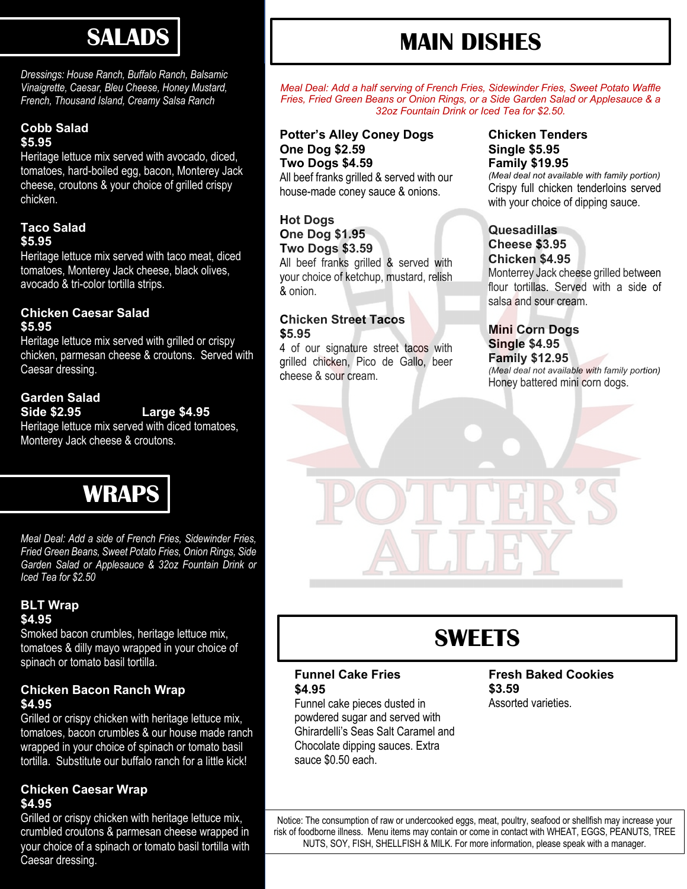# SALADS

*Dressings: House Ranch, Buffalo Ranch, Balsamic Vinaigrette, Caesar, Bleu Cheese, Honey Mustard, French, Thousand Island, Creamy Salsa Ranch*

**Cobb Salad**
**$5.95**
Heritage lettuce mix served with avocado, diced, tomatoes, hard-boiled egg, bacon, Monterey Jack cheese, croutons & your choice of grilled crispy chicken.

**Taco Salad**
**$5.95**
Heritage lettuce mix served with taco meat, diced tomatoes, Monterey Jack cheese, black olives, avocado & tri-color tortilla strips.

**Chicken Caesar Salad**
**$5.95**
Heritage lettuce mix served with grilled or crispy chicken, parmesan cheese & croutons. Served with Caesar dressing.

**Garden Salad**
**Side $2.95** **Large $4.95**
Heritage lettuce mix served with diced tomatoes, Monterey Jack cheese & croutons.

# WRAPS

*Meal Deal: Add a side of French Fries, Sidewinder Fries, Fried Green Beans, Sweet Potato Fries, Onion Rings, Side Garden Salad or Applesauce & 32oz Fountain Drink or Iced Tea for $2.50*

**BLT Wrap**
**$4.95**
Smoked bacon crumbles, heritage lettuce mix, tomatoes & dilly mayo wrapped in your choice of spinach or tomato basil tortilla.

**Chicken Bacon Ranch Wrap**
**$4.95**
Grilled or crispy chicken with heritage lettuce mix, tomatoes, bacon crumbles & our house made ranch wrapped in your choice of spinach or tomato basil tortilla. Substitute our buffalo ranch for a little kick!

**Chicken Caesar Wrap**
**$4.95**
Grilled or crispy chicken with heritage lettuce mix, crumbled croutons & parmesan cheese wrapped in your choice of a spinach or tomato basil tortilla with Caesar dressing.

# MAIN DISHES

*Meal Deal: Add a half serving of French Fries, Sidewinder Fries, Sweet Potato Waffle Fries, Fried Green Beans or Onion Rings, or a Side Garden Salad or Applesauce & a 32oz Fountain Drink or Iced Tea for $2.50.*

**Potter's Alley Coney Dogs**
**One Dog $2.59**
**Two Dogs $4.59**
All beef franks grilled & served with our house-made coney sauce & onions.

**Hot Dogs**
**One Dog $1.95**
**Two Dogs $3.59**
All beef franks grilled & served with your choice of ketchup, mustard, relish & onion.

**Chicken Street Tacos**
**$5.95**
4 of our signature street tacos with grilled chicken, Pico de Gallo, beer cheese & sour cream.

**Chicken Tenders**
**Single $5.95**
**Family $19.95**
*(Meal deal not available with family portion)*
Crispy full chicken tenderloins served with your choice of dipping sauce.

**Quesadillas**
**Cheese $3.95**
**Chicken $4.95**
Monterrey Jack cheese grilled between flour tortillas. Served with a side of salsa and sour cream.

**Mini Corn Dogs**
**Single $4.95**
**Family $12.95**
*(Meal deal not available with family portion)*
Honey battered mini corn dogs.

# SWEETS

**Funnel Cake Fries**
**$4.95**
Funnel cake pieces dusted in powdered sugar and served with Ghirardelli's Seas Salt Caramel and Chocolate dipping sauces. Extra sauce $0.50 each.

**Fresh Baked Cookies**
**$3.59**
Assorted varieties.

Notice: The consumption of raw or undercooked eggs, meat, poultry, seafood or shellfish may increase your risk of foodborne illness. Menu items may contain or come in contact with WHEAT, EGGS, PEANUTS, TREE NUTS, SOY, FISH, SHELLFISH & MILK. For more information, please speak with a manager.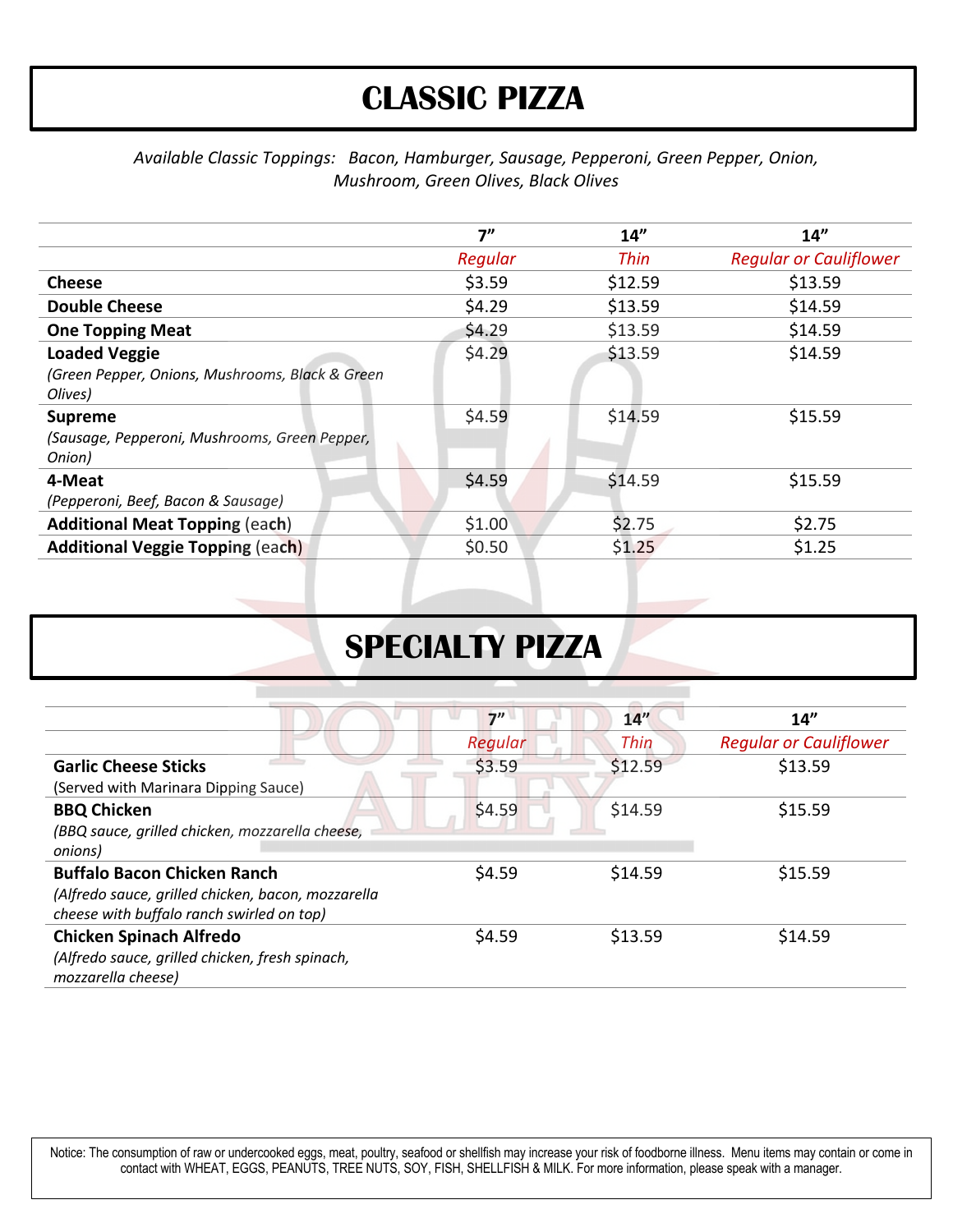# CLASSIC PIZZA

*Available Classic Toppings: Bacon, Hamburger, Sausage, Pepperoni, Green Pepper, Onion, Mushroom, Green Olives, Black Olives*

| | 7" | 14" | 14" |
|---|---|---|---|
| | *Regular* | *Thin* | *Regular or Cauliflower* |
| **Cheese** | $3.59 | $12.59 | $13.59 |
| **Double Cheese** | $4.29 | $13.59 | $14.59 |
| **One Topping Meat** | $4.29 | $13.59 | $14.59 |
| **Loaded Veggie** *(Green Pepper, Onions, Mushrooms, Black & Green Olives)* | $4.29 | $13.59 | $14.59 |
| **Supreme** *(Sausage, Pepperoni, Mushrooms, Green Pepper, Onion)* | $4.59 | $14.59 | $15.59 |
| **4-Meat** *(Pepperoni, Beef, Bacon & Sausage)* | $4.59 | $14.59 | $15.59 |
| **Additional Meat Topping** (each) | $1.00 | $2.75 | $2.75 |
| **Additional Veggie Topping** (each) | $0.50 | $1.25 | $1.25 |

# SPECIALTY PIZZA

| | 7" | 14" | 14" |
|---|---|---|---|
| | *Regular* | *Thin* | *Regular or Cauliflower* |
| **Garlic Cheese Sticks** (Served with Marinara Dipping Sauce) | $3.59 | $12.59 | $13.59 |
| **BBQ Chicken** *(BBQ sauce, grilled chicken, mozzarella cheese, onions)* | $4.59 | $14.59 | $15.59 |
| **Buffalo Bacon Chicken Ranch** *(Alfredo sauce, grilled chicken, bacon, mozzarella cheese with buffalo ranch swirled on top)* | $4.59 | $14.59 | $15.59 |
| **Chicken Spinach Alfredo** *(Alfredo sauce, grilled chicken, fresh spinach, mozzarella cheese)* | $4.59 | $13.59 | $14.59 |

Notice: The consumption of raw or undercooked eggs, meat, poultry, seafood or shellfish may increase your risk of foodborne illness. Menu items may contain or come in contact with WHEAT, EGGS, PEANUTS, TREE NUTS, SOY, FISH, SHELLFISH & MILK. For more information, please speak with a manager.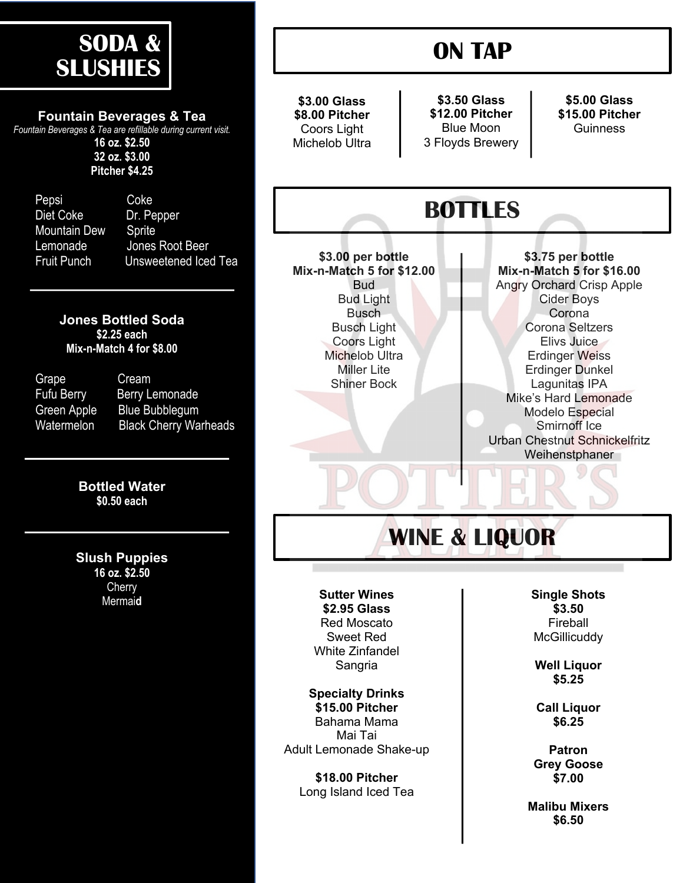# SODA & SLUSHIES

### Fountain Beverages & Tea

*Fountain Beverages & Tea are refillable during current visit.*

**16 oz. $2.50**
**32 oz. $3.00**
**Pitcher $4.25**

Pepsi
Diet Coke
Mountain Dew
Lemonade
Fruit Punch
Coke
Dr. Pepper
Sprite
Jones Root Beer
Unsweetened Iced Tea

---

### Jones Bottled Soda

**$2.25 each**
**Mix-n-Match 4 for $8.00**

Grape
Fufu Berry
Green Apple
Watermelon
Cream
Berry Lemonade
Blue Bubblegum
Black Cherry Warheads

---

### Bottled Water

**$0.50 each**

---

### Slush Puppies

**16 oz. $2.50**

Cherry
Mermaid

# ON TAP

**$3.00 Glass**
**$8.00 Pitcher**
Coors Light
Michelob Ultra

**$3.50 Glass**
**$12.00 Pitcher**
Blue Moon
3 Floyds Brewery

**$5.00 Glass**
**$15.00 Pitcher**
Guinness

# BOTTLES

**$3.00 per bottle**
**Mix-n-Match 5 for $12.00**
Bud
Bud Light
Busch
Busch Light
Coors Light
Michelob Ultra
Miller Lite
Shiner Bock

**$3.75 per bottle**
**Mix-n-Match 5 for $16.00**
Angry Orchard Crisp Apple
Cider Boys
Corona
Corona Seltzers
Elivs Juice
Erdinger Weiss
Erdinger Dunkel
Lagunitas IPA
Mike's Hard Lemonade
Modelo Especial
Smirnoff Ice
Urban Chestnut Schnickelfritz
Weihenstphaner

# WINE & LIQUOR

**Sutter Wines**
**$2.95 Glass**
Red Moscato
Sweet Red
White Zinfandel
Sangria

**Specialty Drinks**
**$15.00 Pitcher**
Bahama Mama
Mai Tai
Adult Lemonade Shake-up

**$18.00 Pitcher**
Long Island Iced Tea

**Single Shots**
**$3.50**
Fireball
McGillicuddy

**Well Liquor**
**$5.25**

**Call Liquor**
**$6.25**

**Patron**
**Grey Goose**
**$7.00**

**Malibu Mixers**
**$6.50**